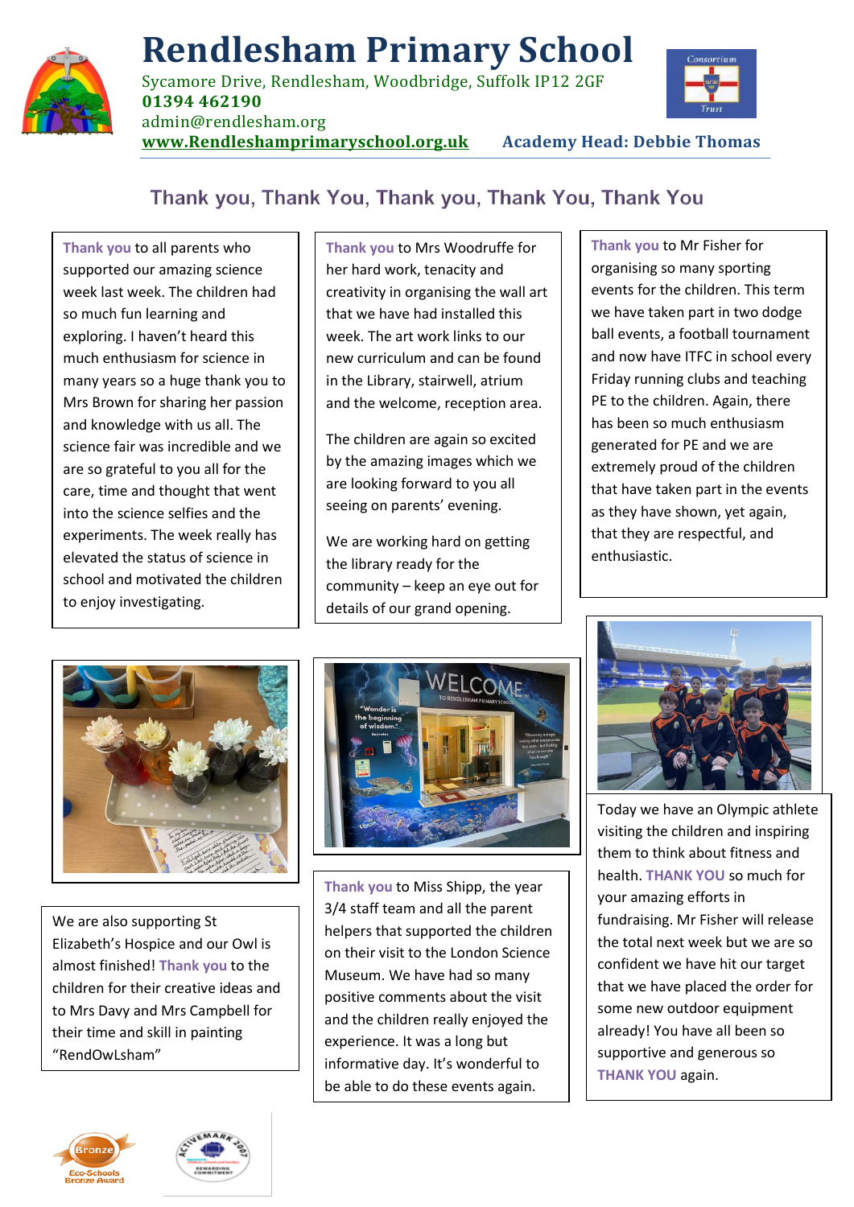# Rendlesham Primary School

Sycamore Drive, Rendlesham, Woodbridge, Suffolk IP12 2GF
**01394 462190**
admin@rendlesham.org
**www.Rendleshamprimaryschool.org.uk** **Academy Head: Debbie Thomas**

## Thank you, Thank You, Thank you, Thank You, Thank You

**Thank you** to all parents who supported our amazing science week last week. The children had so much fun learning and exploring. I haven't heard this much enthusiasm for science in many years so a huge thank you to Mrs Brown for sharing her passion and knowledge with us all. The science fair was incredible and we are so grateful to you all for the care, time and thought that went into the science selfies and the experiments. The week really has elevated the status of science in school and motivated the children to enjoy investigating.

**Thank you** to Mrs Woodruffe for her hard work, tenacity and creativity in organising the wall art that we have had installed this week. The art work links to our new curriculum and can be found in the Library, stairwell, atrium and the welcome, reception area.

The children are again so excited by the amazing images which we are looking forward to you all seeing on parents' evening.

We are working hard on getting the library ready for the community – keep an eye out for details of our grand opening.

**Thank you** to Mr Fisher for organising so many sporting events for the children. This term we have taken part in two dodge ball events, a football tournament and now have ITFC in school every Friday running clubs and teaching PE to the children. Again, there has been so much enthusiasm generated for PE and we are extremely proud of the children that have taken part in the events as they have shown, yet again, that they are respectful, and enthusiastic.

We are also supporting St Elizabeth's Hospice and our Owl is almost finished! **Thank you** to the children for their creative ideas and to Mrs Davy and Mrs Campbell for their time and skill in painting "RendOwLsham"

**Thank you** to Miss Shipp, the year 3/4 staff team and all the parent helpers that supported the children on their visit to the London Science Museum. We have had so many positive comments about the visit and the children really enjoyed the experience. It was a long but informative day. It's wonderful to be able to do these events again.

Today we have an Olympic athlete visiting the children and inspiring them to think about fitness and health. **THANK YOU** so much for your amazing efforts in fundraising. Mr Fisher will release the total next week but we are so confident we have hit our target that we have placed the order for some new outdoor equipment already! You have all been so supportive and generous so **THANK YOU** again.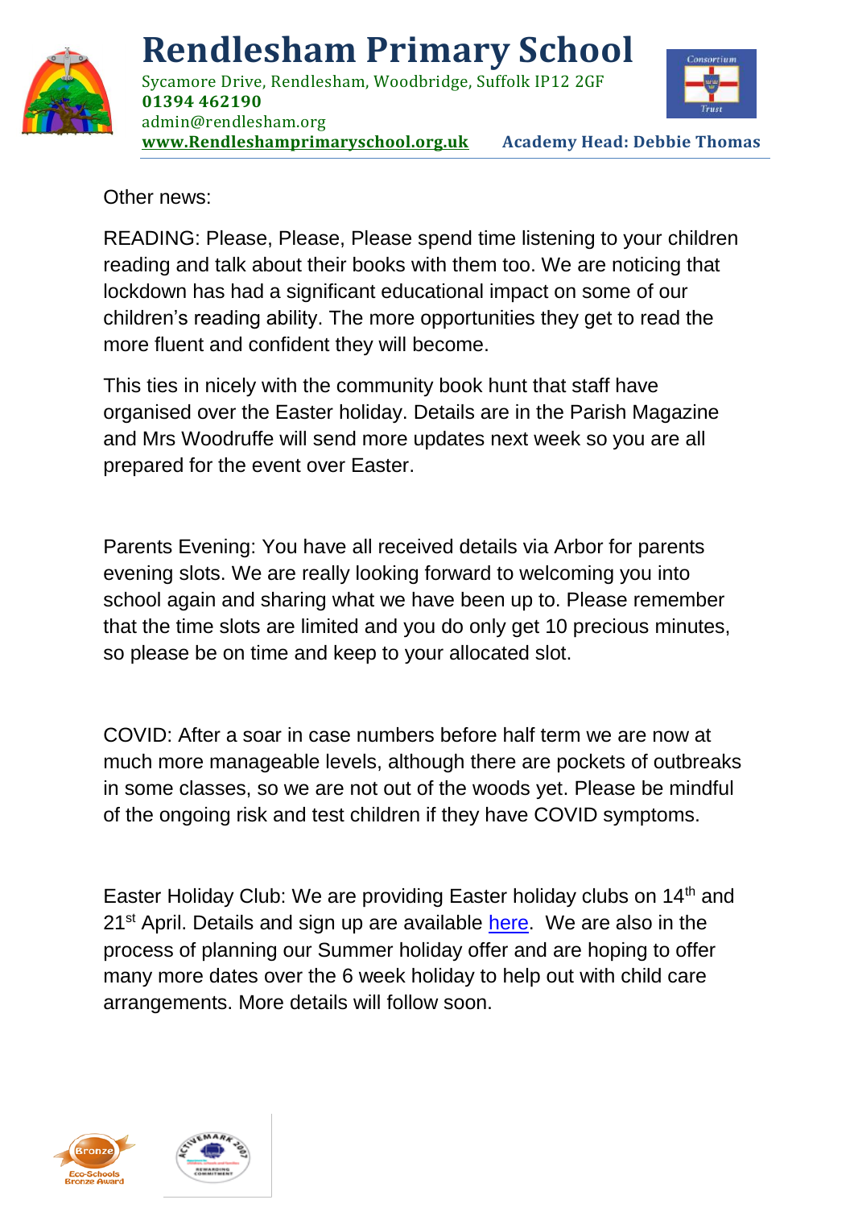# Rendlesham Primary School

Sycamore Drive, Rendlesham, Woodbridge, Suffolk IP12 2GF
**01394 462190**
admin@rendlesham.org
**www.Rendleshamprimaryschool.org.uk** **Academy Head: Debbie Thomas**

Other news:

READING: Please, Please, Please spend time listening to your children reading and talk about their books with them too. We are noticing that lockdown has had a significant educational impact on some of our children's reading ability. The more opportunities they get to read the more fluent and confident they will become.

This ties in nicely with the community book hunt that staff have organised over the Easter holiday. Details are in the Parish Magazine and Mrs Woodruffe will send more updates next week so you are all prepared for the event over Easter.

Parents Evening: You have all received details via Arbor for parents evening slots. We are really looking forward to welcoming you into school again and sharing what we have been up to. Please remember that the time slots are limited and you do only get 10 precious minutes, so please be on time and keep to your allocated slot.

COVID: After a soar in case numbers before half term we are now at much more manageable levels, although there are pockets of outbreaks in some classes, so we are not out of the woods yet. Please be mindful of the ongoing risk and test children if they have COVID symptoms.

Easter Holiday Club: We are providing Easter holiday clubs on 14th and 21st April. Details and sign up are available here. We are also in the process of planning our Summer holiday offer and are hoping to offer many more dates over the 6 week holiday to help out with child care arrangements. More details will follow soon.